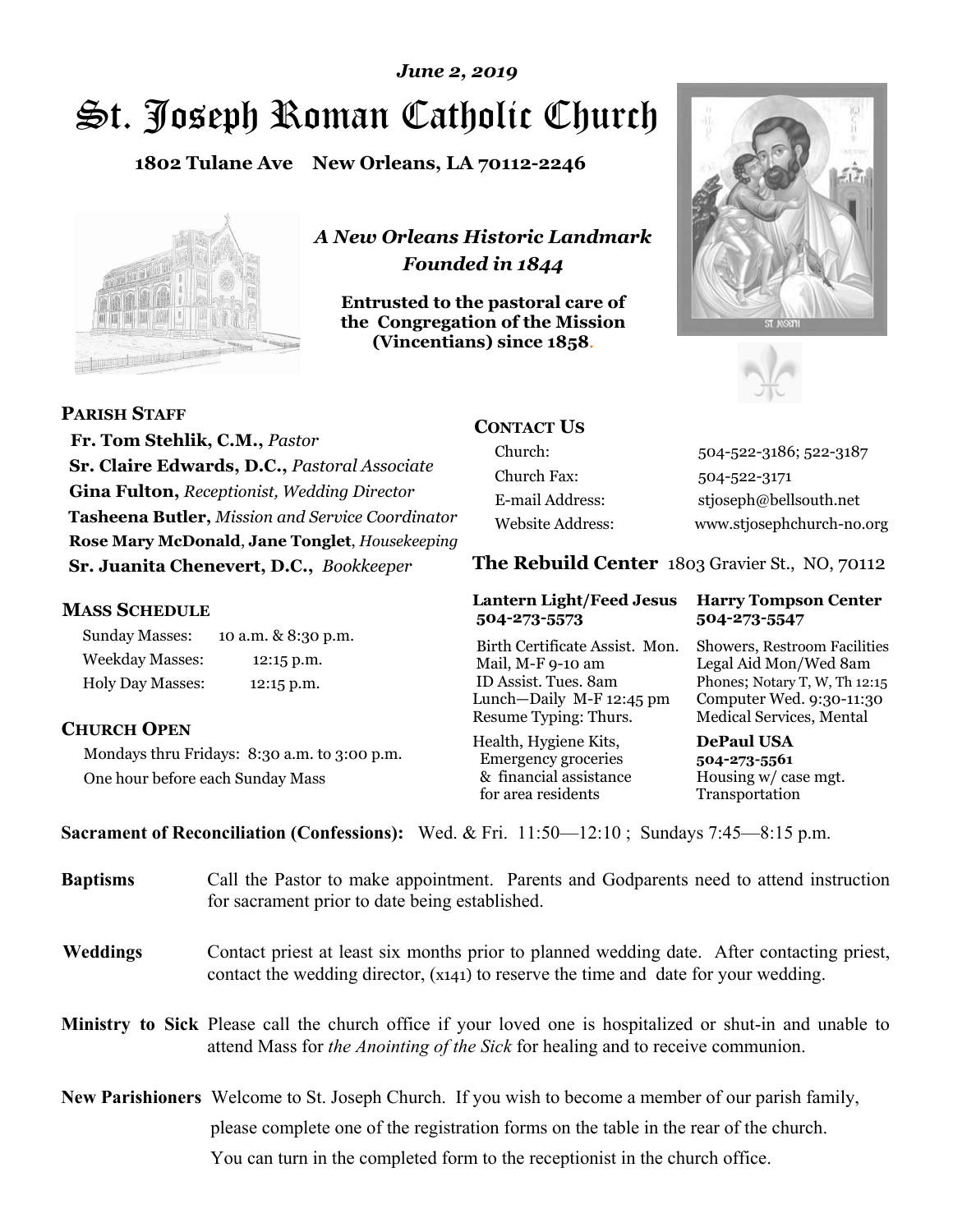*June 2, 2019*

# St. Joseph Roman Catholic Church

**1802 Tulane Ave New Orleans, LA 70112-2246**

*A New Orleans Historic Landmark*
*Founded in 1844*

**Entrusted to the pastoral care of the Congregation of the Mission (Vincentians) since 1858.**

## PARISH STAFF

**Fr. Tom Stehlik, C.M.,** *Pastor*
**Sr. Claire Edwards, D.C.,** *Pastoral Associate*
**Gina Fulton,** *Receptionist, Wedding Director*
**Tasheena Butler,** *Mission and Service Coordinator*
**Rose Mary McDonald**, **Jane Tonglet**, *Housekeeping*
**Sr. Juanita Chenevert, D.C.,** *Bookkeeper*

## MASS SCHEDULE

| | |
|---|---|
| Sunday Masses: | 10 a.m. & 8:30 p.m. |
| Weekday Masses: | 12:15 p.m. |
| Holy Day Masses: | 12:15 p.m. |

## CHURCH OPEN

Mondays thru Fridays: 8:30 a.m. to 3:00 p.m.
One hour before each Sunday Mass

## CONTACT US

| | |
|---|---|
| Church: | 504-522-3186; 522-3187 |
| Church Fax: | 504-522-3171 |
| E-mail Address: | stjoseph@bellsouth.net |
| Website Address: | www.stjosephchurch-no.org |

## The Rebuild Center 1803 Gravier St., NO, 70112

**Lantern Light/Feed Jesus 504-273-5573**
Birth Certificate Assist. Mon.
Mail, M-F 9-10 am
ID Assist. Tues. 8am
Lunch—Daily M-F 12:45 pm
Resume Typing: Thurs.
Health, Hygiene Kits, Emergency groceries & financial assistance for area residents

**Harry Tompson Center 504-273-5547**
Showers, Restroom Facilities
Legal Aid Mon/Wed 8am
Phones; Notary T, W, Th 12:15
Computer Wed. 9:30-11:30
Medical Services, Mental

**DePaul USA 504-273-5561**
Housing w/ case mgt.
Transportation

**Sacrament of Reconciliation (Confessions):** Wed. & Fri. 11:50—12:10 ; Sundays 7:45—8:15 p.m.

**Baptisms** Call the Pastor to make appointment. Parents and Godparents need to attend instruction for sacrament prior to date being established.

**Weddings** Contact priest at least six months prior to planned wedding date. After contacting priest, contact the wedding director, (x141) to reserve the time and date for your wedding.

**Ministry to Sick** Please call the church office if your loved one is hospitalized or shut-in and unable to attend Mass for *the Anointing of the Sick* for healing and to receive communion.

**New Parishioners** Welcome to St. Joseph Church. If you wish to become a member of our parish family, please complete one of the registration forms on the table in the rear of the church. You can turn in the completed form to the receptionist in the church office.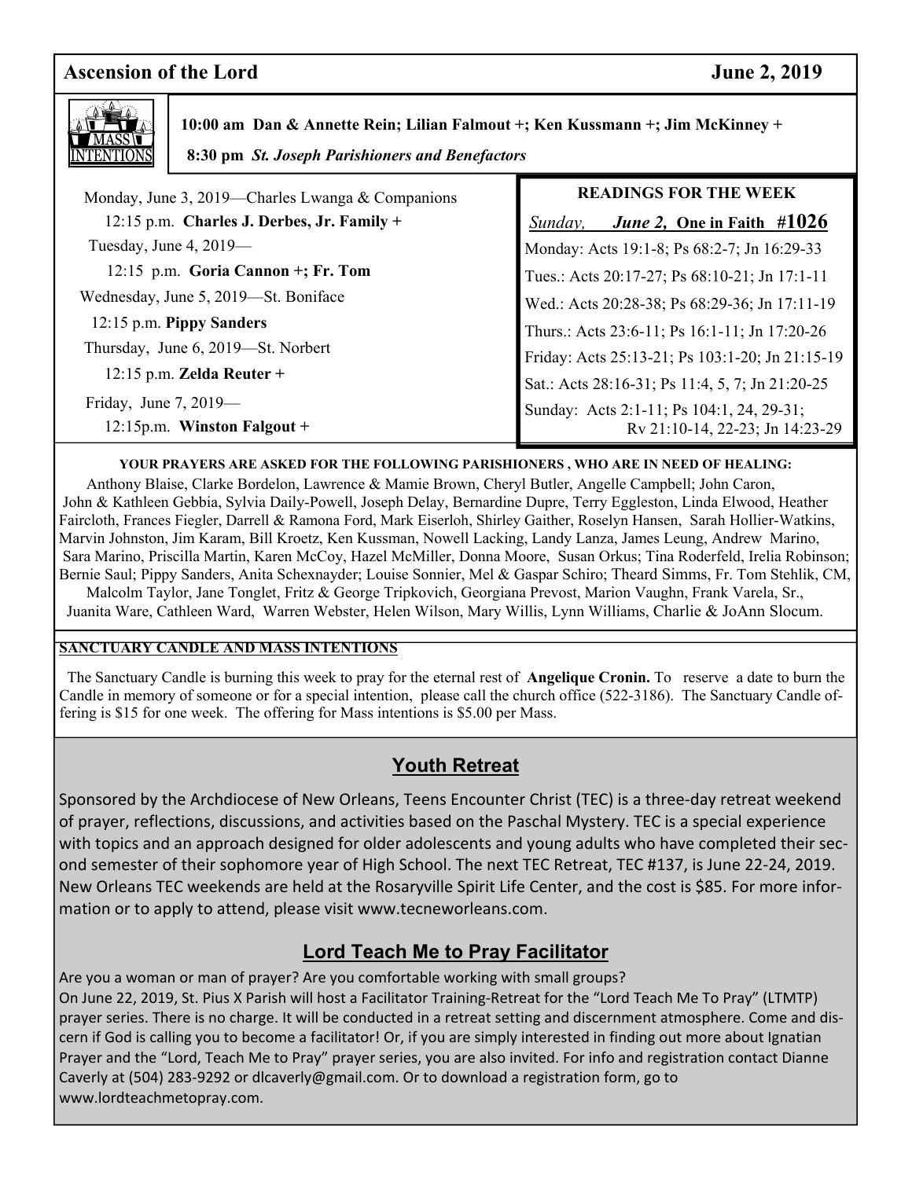## Ascension of the Lord — June 2, 2019

**MASS INTENTIONS**

**10:00 am Dan & Annette Rein; Lilian Falmout +; Ken Kussmann +; Jim McKinney +**

**8:30 pm** ***St. Joseph Parishioners and Benefactors***

Monday, June 3, 2019—Charles Lwanga & Companions

12:15 p.m. **Charles J. Derbes, Jr. Family +**

Tuesday, June 4, 2019—

12:15 p.m. **Goria Cannon +; Fr. Tom**

Wednesday, June 5, 2019—St. Boniface

12:15 p.m. **Pippy Sanders**

Thursday, June 6, 2019—St. Norbert

12:15 p.m. **Zelda Reuter +**

Friday, June 7, 2019—

12:15p.m. **Winston Falgout +**

### READINGS FOR THE WEEK

*Sunday,* ***June 2,*** **One in Faith #1026**

Monday: Acts 19:1-8; Ps 68:2-7; Jn 16:29-33

Tues.: Acts 20:17-27; Ps 68:10-21; Jn 17:1-11

Wed.: Acts 20:28-38; Ps 68:29-36; Jn 17:11-19

Thurs.: Acts 23:6-11; Ps 16:1-11; Jn 17:20-26

Friday: Acts 25:13-21; Ps 103:1-20; Jn 21:15-19

Sat.: Acts 28:16-31; Ps 11:4, 5, 7; Jn 21:20-25

Sunday: Acts 2:1-11; Ps 104:1, 24, 29-31; Rv 21:10-14, 22-23; Jn 14:23-29

**YOUR PRAYERS ARE ASKED FOR THE FOLLOWING PARISHIONERS , WHO ARE IN NEED OF HEALING:**

Anthony Blaise, Clarke Bordelon, Lawrence & Mamie Brown, Cheryl Butler, Angelle Campbell; John Caron, John & Kathleen Gebbia, Sylvia Daily-Powell, Joseph Delay, Bernardine Dupre, Terry Eggleston, Linda Elwood, Heather Faircloth, Frances Fiegler, Darrell & Ramona Ford, Mark Eiserloh, Shirley Gaither, Roselyn Hansen, Sarah Hollier-Watkins, Marvin Johnston, Jim Karam, Bill Kroetz, Ken Kussman, Nowell Lacking, Landy Lanza, James Leung, Andrew Marino, Sara Marino, Priscilla Martin, Karen McCoy, Hazel McMiller, Donna Moore, Susan Orkus; Tina Roderfeld, Irelia Robinson; Bernie Saul; Pippy Sanders, Anita Schexnayder; Louise Sonnier, Mel & Gaspar Schiro; Theard Simms, Fr. Tom Stehlik, CM, Malcolm Taylor, Jane Tonglet, Fritz & George Tripkovich, Georgiana Prevost, Marion Vaughn, Frank Varela, Sr., Juanita Ware, Cathleen Ward, Warren Webster, Helen Wilson, Mary Willis, Lynn Williams, Charlie & JoAnn Slocum.

**SANCTUARY CANDLE AND MASS INTENTIONS**

The Sanctuary Candle is burning this week to pray for the eternal rest of **Angelique Cronin.** To reserve a date to burn the Candle in memory of someone or for a special intention, please call the church office (522-3186). The Sanctuary Candle offering is $15 for one week. The offering for Mass intentions is $5.00 per Mass.

## Youth Retreat

Sponsored by the Archdiocese of New Orleans, Teens Encounter Christ (TEC) is a three-day retreat weekend of prayer, reflections, discussions, and activities based on the Paschal Mystery. TEC is a special experience with topics and an approach designed for older adolescents and young adults who have completed their second semester of their sophomore year of High School. The next TEC Retreat, TEC #137, is June 22-24, 2019. New Orleans TEC weekends are held at the Rosaryville Spirit Life Center, and the cost is $85. For more information or to apply to attend, please visit www.tecneworleans.com.

## Lord Teach Me to Pray Facilitator

Are you a woman or man of prayer? Are you comfortable working with small groups?

On June 22, 2019, St. Pius X Parish will host a Facilitator Training-Retreat for the "Lord Teach Me To Pray" (LTMTP) prayer series. There is no charge. It will be conducted in a retreat setting and discernment atmosphere. Come and discern if God is calling you to become a facilitator! Or, if you are simply interested in finding out more about Ignatian Prayer and the "Lord, Teach Me to Pray" prayer series, you are also invited. For info and registration contact Dianne Caverly at (504) 283-9292 or dlcaverly@gmail.com. Or to download a registration form, go to www.lordteachmetopray.com.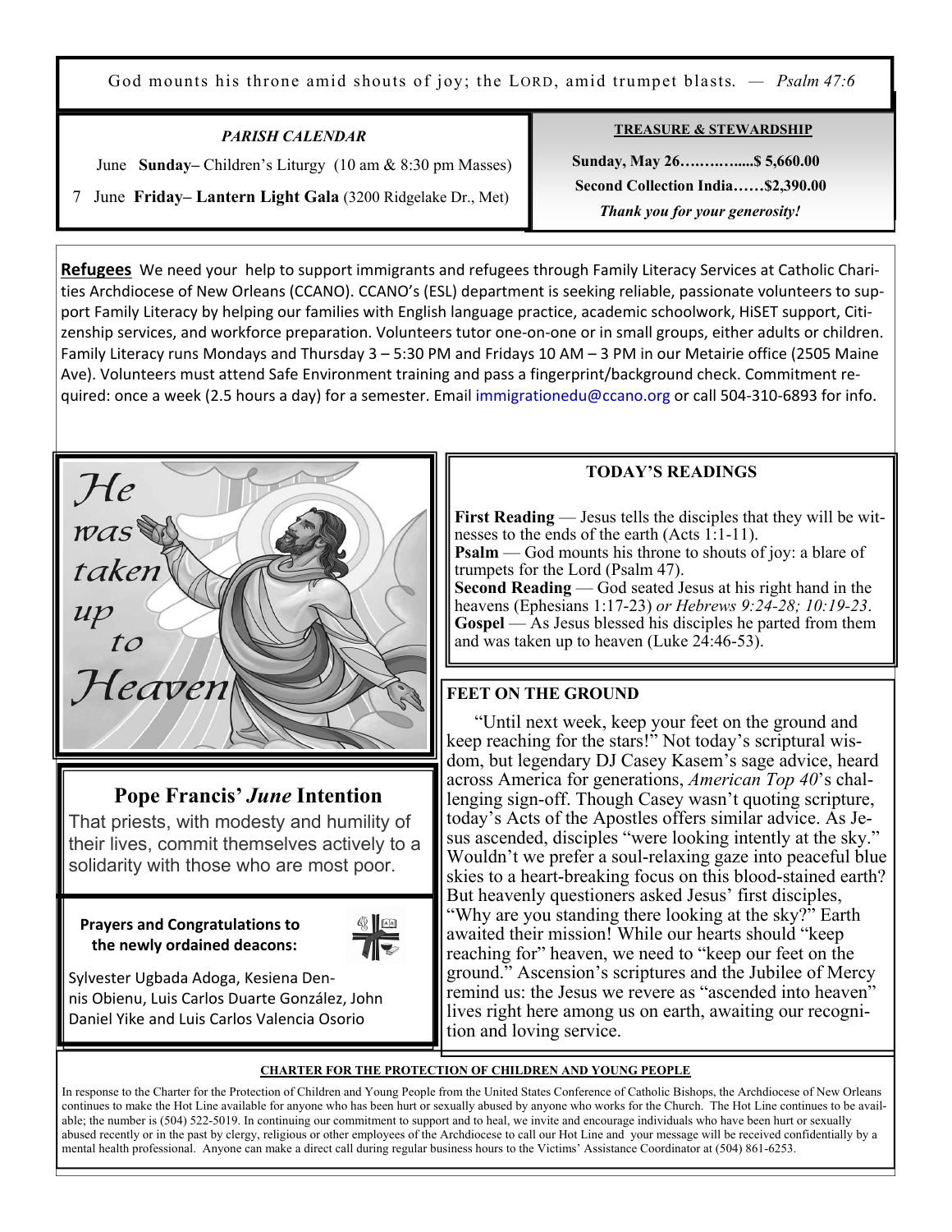God mounts his throne amid shouts of joy; the LORD, amid trumpet blasts. — *Psalm 47:6*

***PARISH CALENDAR***

June **Sunday–** Children's Liturgy (10 am & 8:30 pm Masses)

7 June **Friday– Lantern Light Gala** (3200 Ridgelake Dr., Met)

**TREASURE & STEWARDSHIP**

**Sunday, May 26…….…......$ 5,660.00**

**Second Collection India……$2,390.00**

***Thank you for your generosity!***

**Refugees** We need your help to support immigrants and refugees through Family Literacy Services at Catholic Charities Archdiocese of New Orleans (CCANO). CCANO's (ESL) department is seeking reliable, passionate volunteers to support Family Literacy by helping our families with English language practice, academic schoolwork, HiSET support, Citizenship services, and workforce preparation. Volunteers tutor one-on-one or in small groups, either adults or children. Family Literacy runs Mondays and Thursday 3 – 5:30 PM and Fridays 10 AM – 3 PM in our Metairie office (2505 Maine Ave). Volunteers must attend Safe Environment training and pass a fingerprint/background check. Commitment required: once a week (2.5 hours a day) for a semester. Email immigrationedu@ccano.org or call 504-310-6893 for info.

*He was taken up to Heaven*

## Pope Francis' *June* Intention

That priests, with modesty and humility of their lives, commit themselves actively to a solidarity with those who are most poor.

**Prayers and Congratulations to the newly ordained deacons:**

Sylvester Ugbada Adoga, Kesiena Dennis Obienu, Luis Carlos Duarte González, John Daniel Yike and Luis Carlos Valencia Osorio

## TODAY'S READINGS

**First Reading** — Jesus tells the disciples that they will be witnesses to the ends of the earth (Acts 1:1-11).
**Psalm** — God mounts his throne to shouts of joy: a blare of trumpets for the Lord (Psalm 47).
**Second Reading** — God seated Jesus at his right hand in the heavens (Ephesians 1:17-23) *or Hebrews 9:24-28; 10:19-23*.
**Gospel** — As Jesus blessed his disciples he parted from them and was taken up to heaven (Luke 24:46-53).

## FEET ON THE GROUND

"Until next week, keep your feet on the ground and keep reaching for the stars!" Not today's scriptural wisdom, but legendary DJ Casey Kasem's sage advice, heard across America for generations, *American Top 40*'s challenging sign-off. Though Casey wasn't quoting scripture, today's Acts of the Apostles offers similar advice. As Jesus ascended, disciples "were looking intently at the sky." Wouldn't we prefer a soul-relaxing gaze into peaceful blue skies to a heart-breaking focus on this blood-stained earth? But heavenly questioners asked Jesus' first disciples, "Why are you standing there looking at the sky?" Earth awaited their mission! While our hearts should "keep reaching for" heaven, we need to "keep our feet on the ground." Ascension's scriptures and the Jubilee of Mercy remind us: the Jesus we revere as "ascended into heaven" lives right here among us on earth, awaiting our recognition and loving service.

**CHARTER FOR THE PROTECTION OF CHILDREN AND YOUNG PEOPLE**

In response to the Charter for the Protection of Children and Young People from the United States Conference of Catholic Bishops, the Archdiocese of New Orleans continues to make the Hot Line available for anyone who has been hurt or sexually abused by anyone who works for the Church. The Hot Line continues to be available; the number is (504) 522-5019. In continuing our commitment to support and to heal, we invite and encourage individuals who have been hurt or sexually abused recently or in the past by clergy, religious or other employees of the Archdiocese to call our Hot Line and your message will be received confidentially by a mental health professional. Anyone can make a direct call during regular business hours to the Victims' Assistance Coordinator at (504) 861-6253.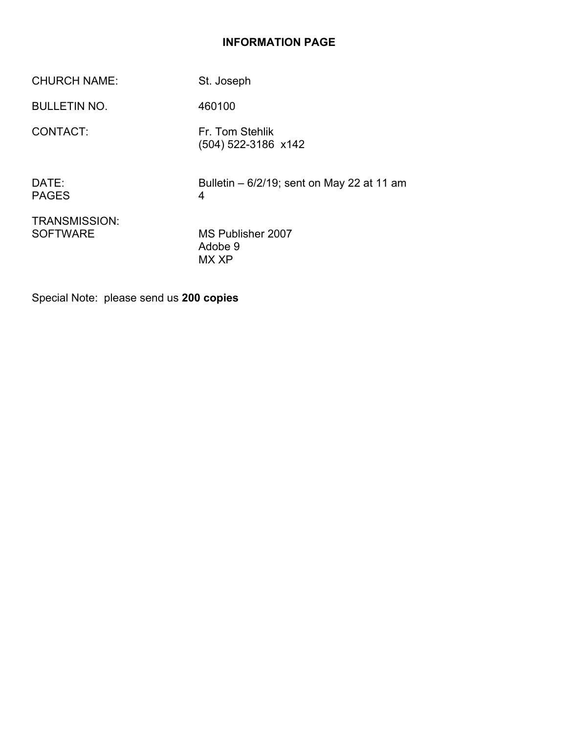# INFORMATION PAGE

| | |
|---|---|
| CHURCH NAME: | St. Joseph |
| BULLETIN NO. | 460100 |
| CONTACT: | Fr. Tom Stehlik<br>(504) 522-3186 x142 |
| DATE: | Bulletin – 6/2/19; sent on May 22 at 11 am |
| PAGES | 4 |
| TRANSMISSION:<br>SOFTWARE | MS Publisher 2007<br>Adobe 9<br>MX XP |

Special Note: please send us **200 copies**